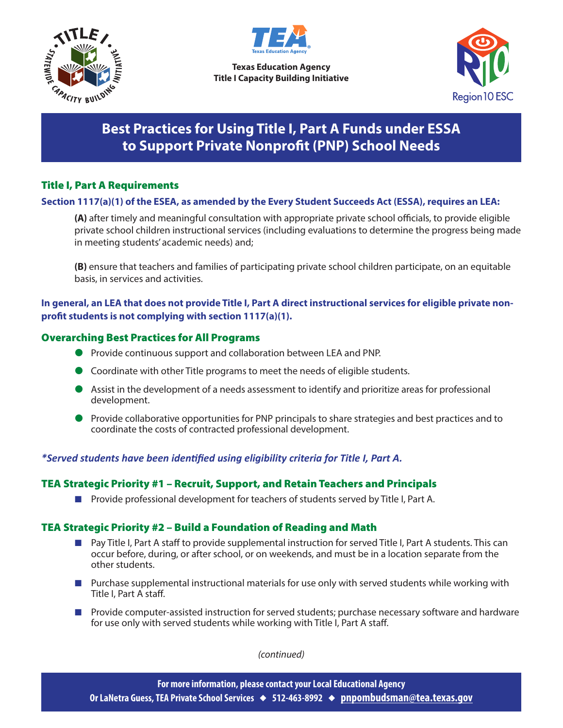Texas Education Agency
Title I Capacity Building Initiative

# Best Practices for Using Title I, Part A Funds under ESSA to Support Private Nonprofit (PNP) School Needs

## Title I, Part A Requirements

**Section 1117(a)(1) of the ESEA, as amended by the Every Student Succeeds Act (ESSA), requires an LEA:**

**(A)** after timely and meaningful consultation with appropriate private school officials, to provide eligible private school children instructional services (including evaluations to determine the progress being made in meeting students' academic needs) and;

**(B)** ensure that teachers and families of participating private school children participate, on an equitable basis, in services and activities.

**In general, an LEA that does not provide Title I, Part A direct instructional services for eligible private non-profit students is not complying with section 1117(a)(1).**

## Overarching Best Practices for All Programs

- Provide continuous support and collaboration between LEA and PNP.
- Coordinate with other Title programs to meet the needs of eligible students.
- Assist in the development of a needs assessment to identify and prioritize areas for professional development.
- Provide collaborative opportunities for PNP principals to share strategies and best practices and to coordinate the costs of contracted professional development.

***Served students have been identified using eligibility criteria for Title I, Part A.***

## TEA Strategic Priority #1 – Recruit, Support, and Retain Teachers and Principals

- Provide professional development for teachers of students served by Title I, Part A.

## TEA Strategic Priority #2 – Build a Foundation of Reading and Math

- Pay Title I, Part A staff to provide supplemental instruction for served Title I, Part A students. This can occur before, during, or after school, or on weekends, and must be in a location separate from the other students.
- Purchase supplemental instructional materials for use only with served students while working with Title I, Part A staff.
- Provide computer-assisted instruction for served students; purchase necessary software and hardware for use only with served students while working with Title I, Part A staff.

*(continued)*

**For more information, please contact your Local Educational Agency Or LaNetra Guess, TEA Private School Services ◆ 512-463-8992 ◆ pnpombudsman@tea.texas.gov**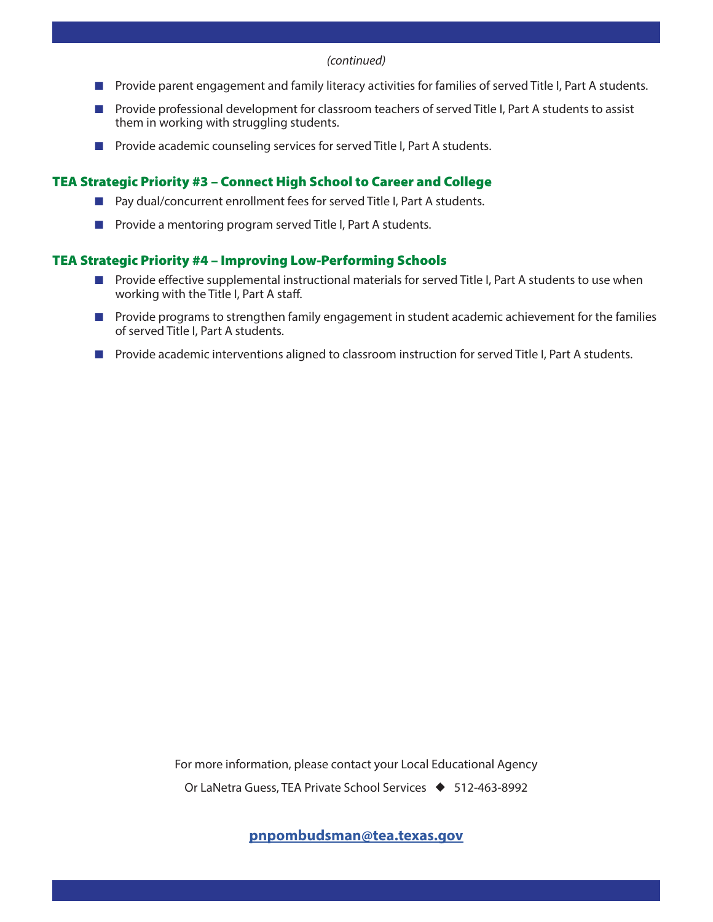*(continued)*

- Provide parent engagement and family literacy activities for families of served Title I, Part A students.
- Provide professional development for classroom teachers of served Title I, Part A students to assist them in working with struggling students.
- Provide academic counseling services for served Title I, Part A students.

### TEA Strategic Priority #3 – Connect High School to Career and College

- Pay dual/concurrent enrollment fees for served Title I, Part A students.
- Provide a mentoring program served Title I, Part A students.

### TEA Strategic Priority #4 – Improving Low-Performing Schools

- Provide effective supplemental instructional materials for served Title I, Part A students to use when working with the Title I, Part A staff.
- Provide programs to strengthen family engagement in student academic achievement for the families of served Title I, Part A students.
- Provide academic interventions aligned to classroom instruction for served Title I, Part A students.

For more information, please contact your Local Educational Agency

Or LaNetra Guess, TEA Private School Services ◆ 512-463-8992

**pnpombudsman@tea.texas.gov**